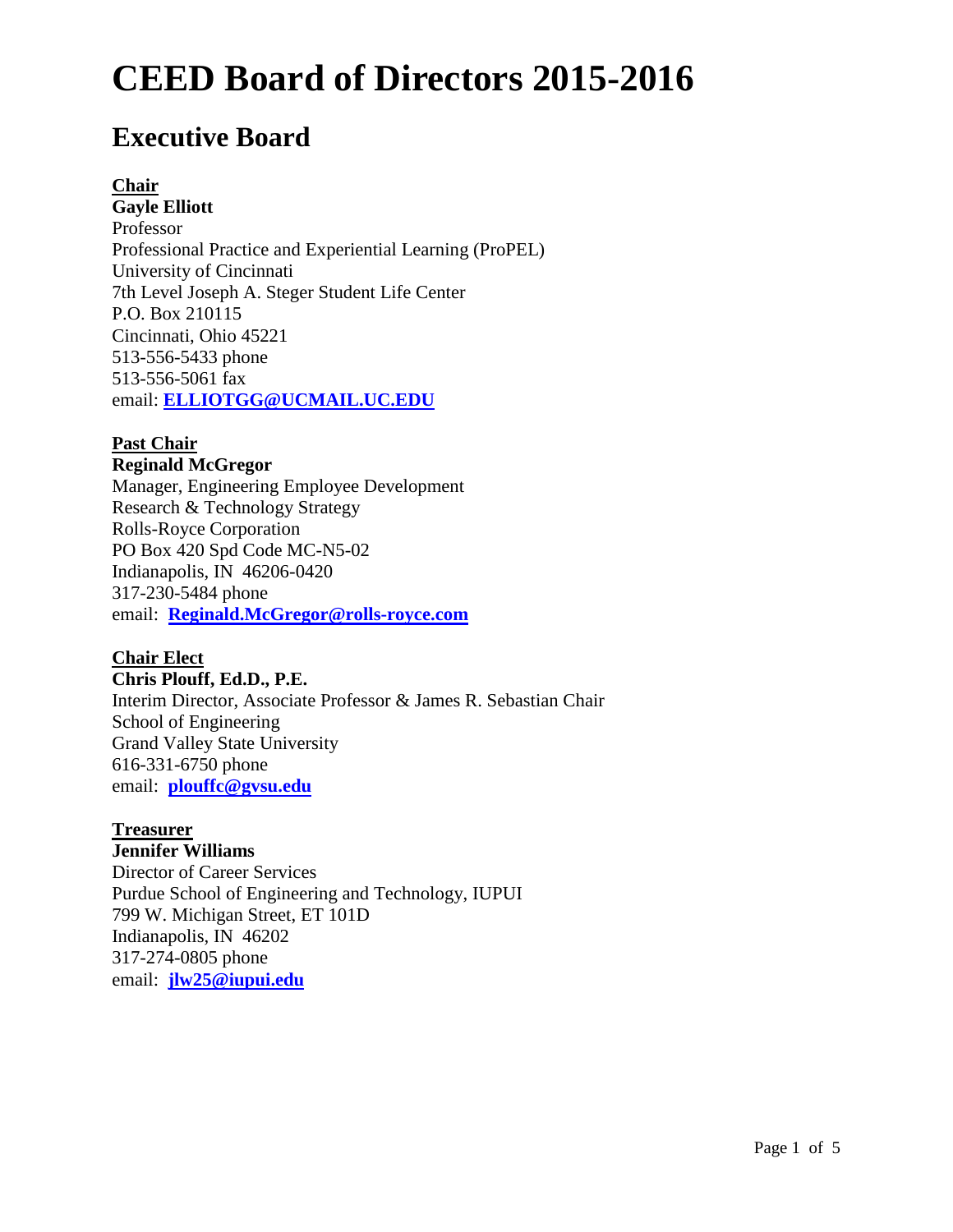# CEED Board of Directors 2015-2016

## Executive Board

**Chair**
**Gayle Elliott**
Professor
Professional Practice and Experiential Learning (ProPEL)
University of Cincinnati
7th Level Joseph A. Steger Student Life Center
P.O. Box 210115
Cincinnati, Ohio 45221
513-556-5433 phone
513-556-5061 fax
email: **ELLIOTGG@UCMAIL.UC.EDU**

**Past Chair**
**Reginald McGregor**
Manager, Engineering Employee Development
Research & Technology Strategy
Rolls-Royce Corporation
PO Box 420 Spd Code MC-N5-02
Indianapolis, IN 46206-0420
317-230-5484 phone
email: **Reginald.McGregor@rolls-royce.com**

**Chair Elect**
**Chris Plouff, Ed.D., P.E.**
Interim Director, Associate Professor & James R. Sebastian Chair
School of Engineering
Grand Valley State University
616-331-6750 phone
email: **plouffc@gvsu.edu**

**Treasurer**
**Jennifer Williams**
Director of Career Services
Purdue School of Engineering and Technology, IUPUI
799 W. Michigan Street, ET 101D
Indianapolis, IN 46202
317-274-0805 phone
email: **jlw25@iupui.edu**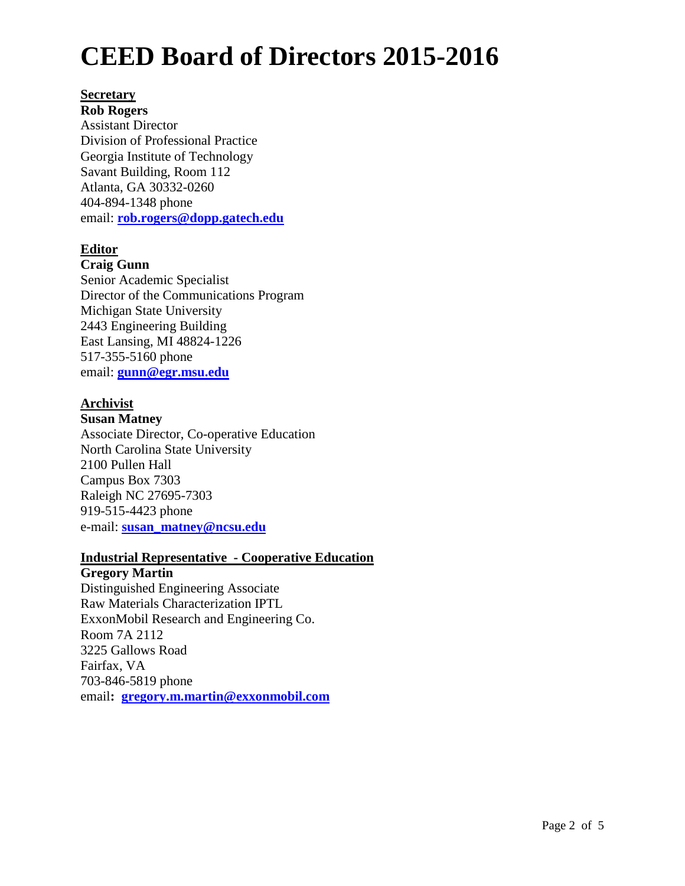# CEED Board of Directors 2015-2016

**Secretary**

**Rob Rogers**
Assistant Director
Division of Professional Practice
Georgia Institute of Technology
Savant Building, Room 112
Atlanta, GA 30332-0260
404-894-1348 phone
email: **rob.rogers@dopp.gatech.edu**

**Editor**

**Craig Gunn**
Senior Academic Specialist
Director of the Communications Program
Michigan State University
2443 Engineering Building
East Lansing, MI 48824-1226
517-355-5160 phone
email: **gunn@egr.msu.edu**

**Archivist**

**Susan Matney**
Associate Director, Co-operative Education
North Carolina State University
2100 Pullen Hall
Campus Box 7303
Raleigh NC 27695-7303
919-515-4423 phone
e-mail: **susan_matney@ncsu.edu**

**Industrial Representative - Cooperative Education**

**Gregory Martin**
Distinguished Engineering Associate
Raw Materials Characterization IPTL
ExxonMobil Research and Engineering Co.
Room 7A 2112
3225 Gallows Road
Fairfax, VA
703-846-5819 phone
email**: gregory.m.martin@exxonmobil.com**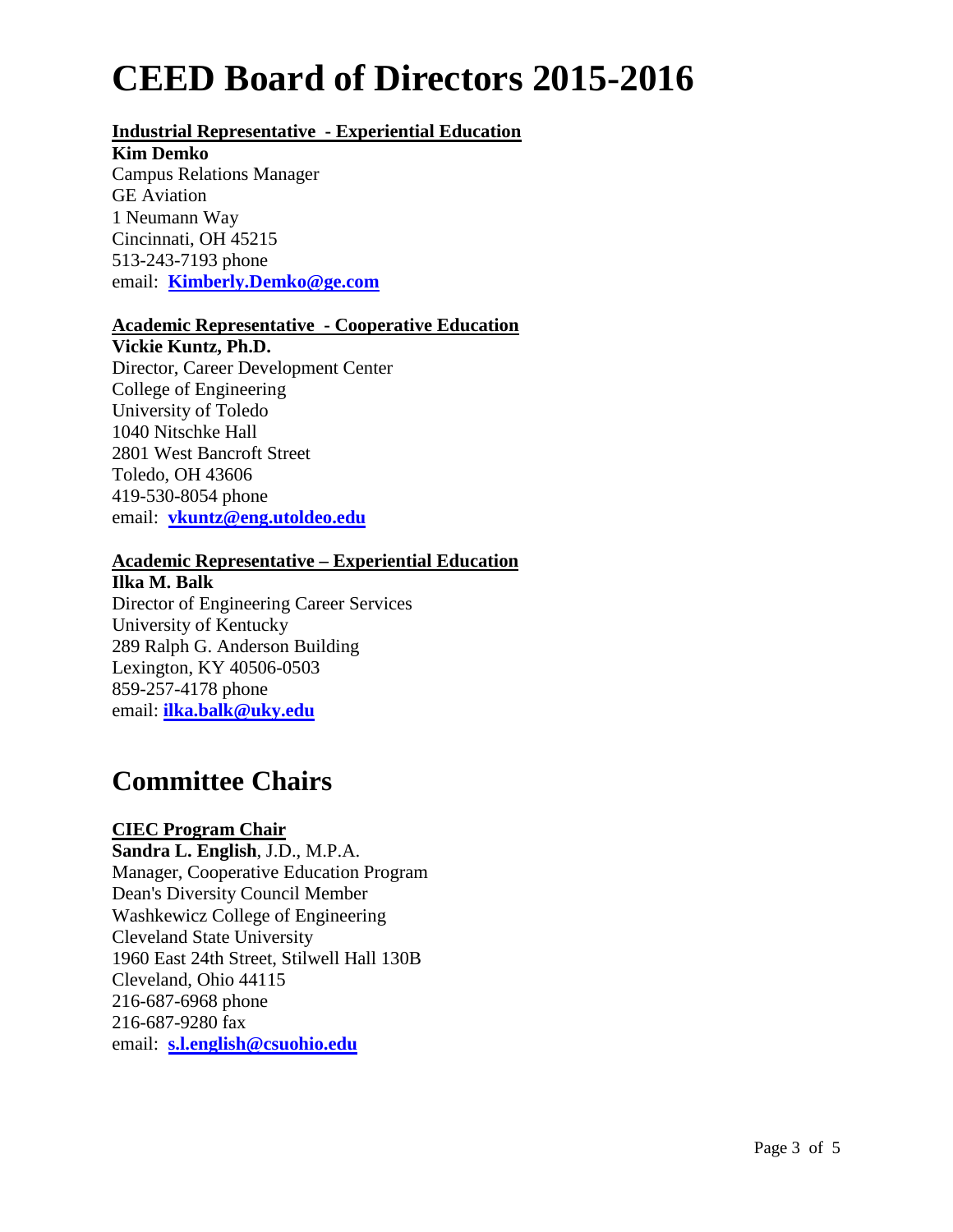# CEED Board of Directors 2015-2016

**Industrial Representative - Experiential Education**

**Kim Demko**
Campus Relations Manager
GE Aviation
1 Neumann Way
Cincinnati, OH 45215
513-243-7193 phone
email: **Kimberly.Demko@ge.com**

**Academic Representative - Cooperative Education**

**Vickie Kuntz, Ph.D.**
Director, Career Development Center
College of Engineering
University of Toledo
1040 Nitschke Hall
2801 West Bancroft Street
Toledo, OH 43606
419-530-8054 phone
email: **vkuntz@eng.utoldeo.edu**

**Academic Representative – Experiential Education**

**Ilka M. Balk**
Director of Engineering Career Services
University of Kentucky
289 Ralph G. Anderson Building
Lexington, KY 40506-0503
859-257-4178 phone
email: **ilka.balk@uky.edu**

## Committee Chairs

**CIEC Program Chair**

**Sandra L. English**, J.D., M.P.A.
Manager, Cooperative Education Program
Dean's Diversity Council Member
Washkewicz College of Engineering
Cleveland State University
1960 East 24th Street, Stilwell Hall 130B
Cleveland, Ohio 44115
216-687-6968 phone
216-687-9280 fax
email: **s.l.english@csuohio.edu**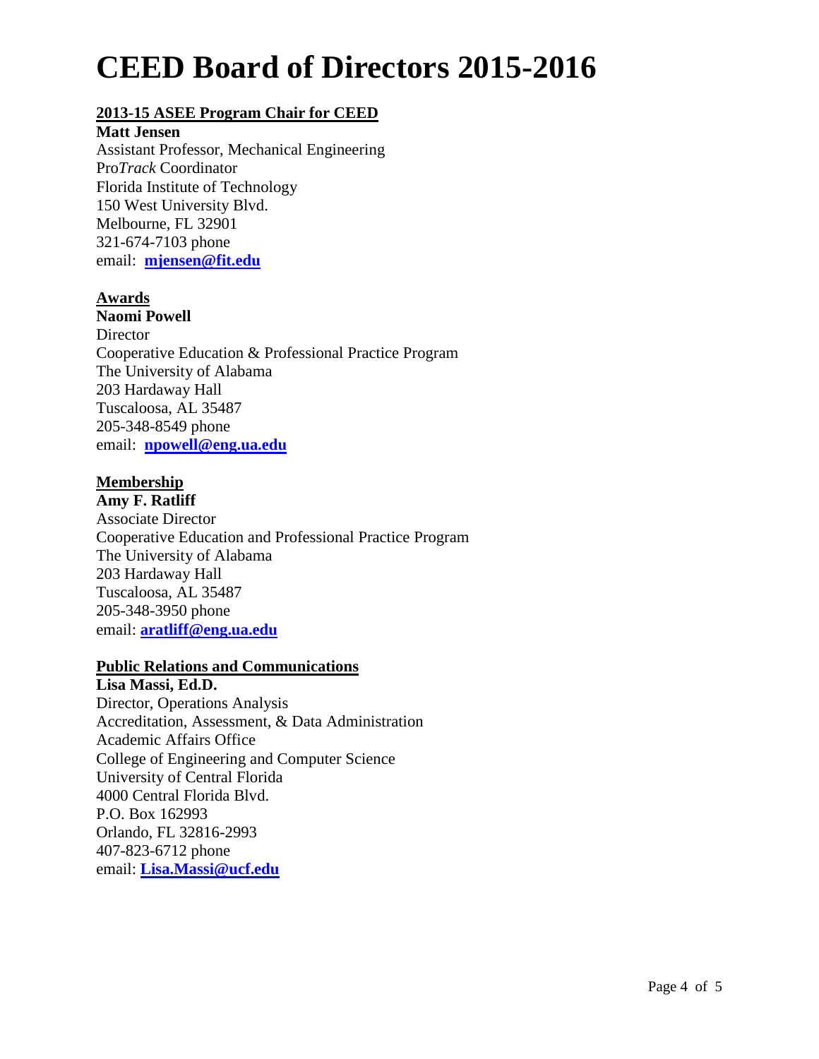# CEED Board of Directors 2015-2016

## 2013-15 ASEE Program Chair for CEED

**Matt Jensen**
Assistant Professor, Mechanical Engineering
Pro*Track* Coordinator
Florida Institute of Technology
150 West University Blvd.
Melbourne, FL 32901
321-674-7103 phone
email: **mjensen@fit.edu**

## Awards

**Naomi Powell**
Director
Cooperative Education & Professional Practice Program
The University of Alabama
203 Hardaway Hall
Tuscaloosa, AL 35487
205-348-8549 phone
email: **npowell@eng.ua.edu**

## Membership

**Amy F. Ratliff**
Associate Director
Cooperative Education and Professional Practice Program
The University of Alabama
203 Hardaway Hall
Tuscaloosa, AL 35487
205-348-3950 phone
email: **aratliff@eng.ua.edu**

## Public Relations and Communications

**Lisa Massi, Ed.D.**
Director, Operations Analysis
Accreditation, Assessment, & Data Administration
Academic Affairs Office
College of Engineering and Computer Science
University of Central Florida
4000 Central Florida Blvd.
P.O. Box 162993
Orlando, FL 32816-2993
407-823-6712 phone
email: **Lisa.Massi@ucf.edu**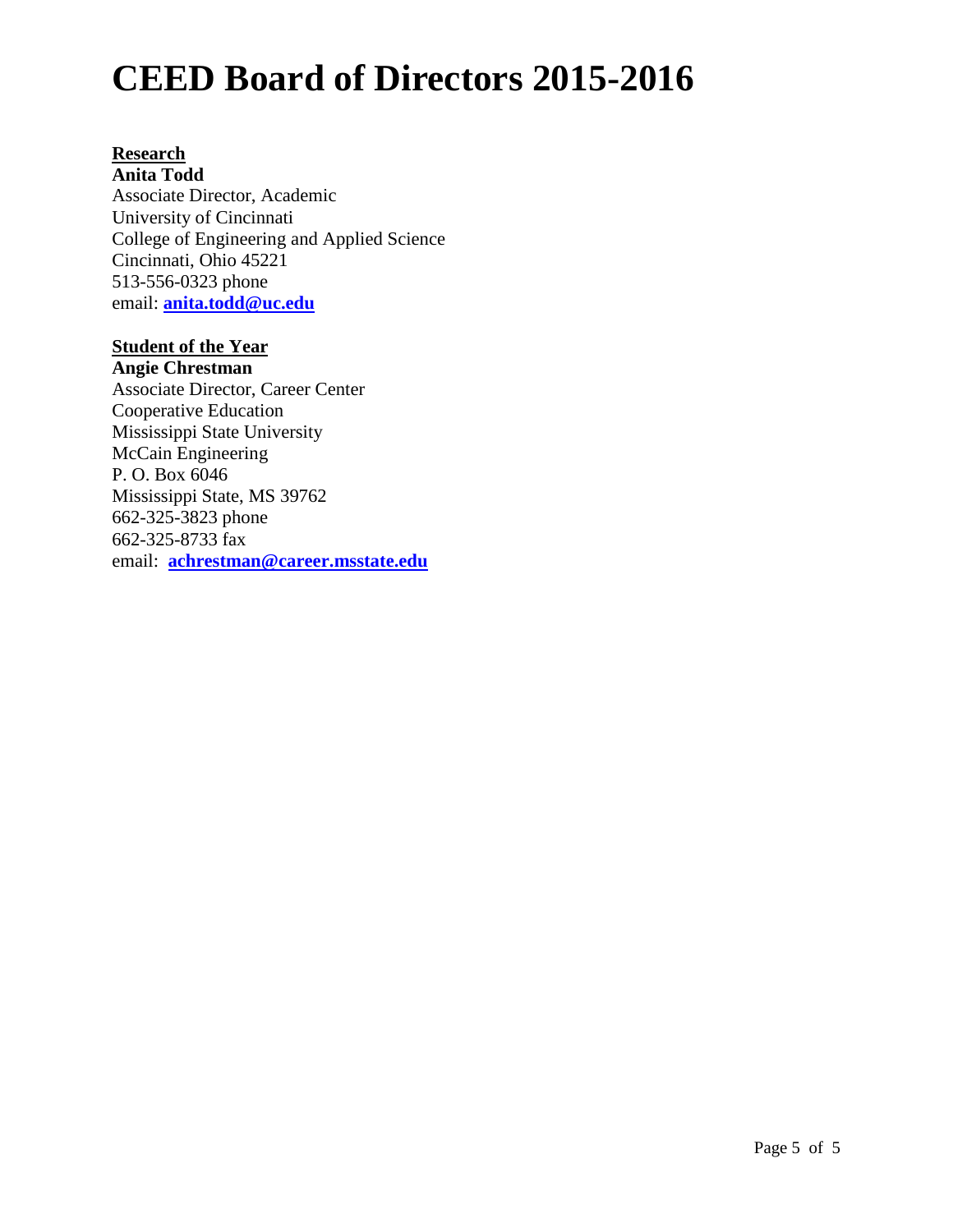# CEED Board of Directors 2015-2016

**Research**

**Anita Todd**
Associate Director, Academic
University of Cincinnati
College of Engineering and Applied Science
Cincinnati, Ohio 45221
513-556-0323 phone
email: **anita.todd@uc.edu**

**Student of the Year**

**Angie Chrestman**
Associate Director, Career Center
Cooperative Education
Mississippi State University
McCain Engineering
P. O. Box 6046
Mississippi State, MS 39762
662-325-3823 phone
662-325-8733 fax
email: **achrestman@career.msstate.edu**